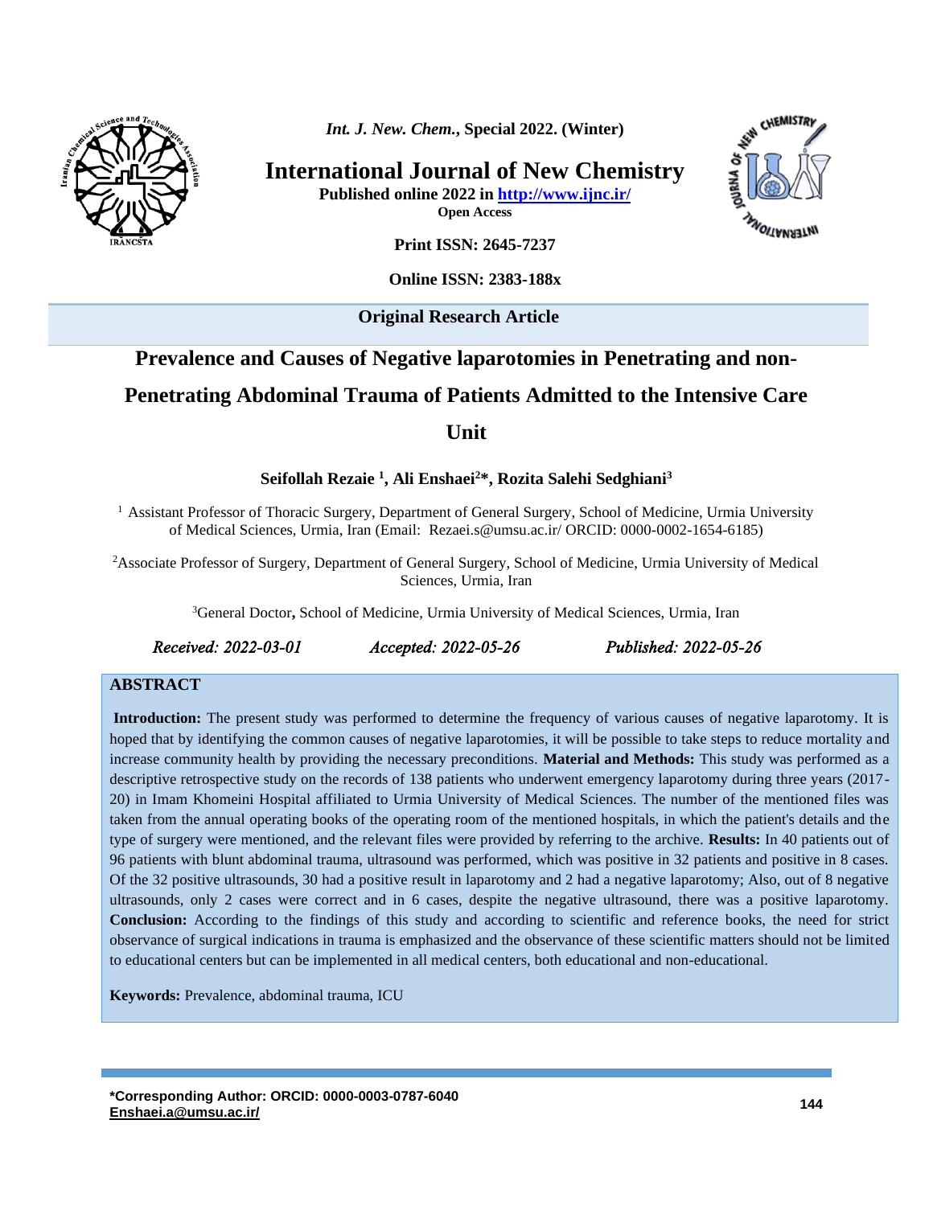**Original Research Article**

# Prevalence and Causes of Negative laparotomies in Penetrating and non-Penetrating Abdominal Trauma of Patients Admitted to the Intensive Care Unit

**Seifollah Rezaie [1], Ali Enshaei[2]*, Rozita Salehi Sedghiani[3]**

[1] Assistant Professor of Thoracic Surgery, Department of General Surgery, School of Medicine, Urmia University of Medical Sciences, Urmia, Iran (Email: Rezaei.s@umsu.ac.ir/ ORCID: 0000-0002-1654-6185)

[2]Associate Professor of Surgery, Department of General Surgery, School of Medicine, Urmia University of Medical Sciences, Urmia, Iran

[3]General Doctor**,** School of Medicine, Urmia University of Medical Sciences, Urmia, Iran

*Received: 2022-03-01* *Accepted: 2022-05-26* *Published: 2022-05-26*

## ABSTRACT

**Introduction:** The present study was performed to determine the frequency of various causes of negative laparotomy. It is hoped that by identifying the common causes of negative laparotomies, it will be possible to take steps to reduce mortality and increase community health by providing the necessary preconditions. **Material and Methods:** This study was performed as a descriptive retrospective study on the records of 138 patients who underwent emergency laparotomy during three years (2017-20) in Imam Khomeini Hospital affiliated to Urmia University of Medical Sciences. The number of the mentioned files was taken from the annual operating books of the operating room of the mentioned hospitals, in which the patient's details and the type of surgery were mentioned, and the relevant files were provided by referring to the archive. **Results:** In 40 patients out of 96 patients with blunt abdominal trauma, ultrasound was performed, which was positive in 32 patients and positive in 8 cases. Of the 32 positive ultrasounds, 30 had a positive result in laparotomy and 2 had a negative laparotomy; Also, out of 8 negative ultrasounds, only 2 cases were correct and in 6 cases, despite the negative ultrasound, there was a positive laparotomy. **Conclusion:** According to the findings of this study and according to scientific and reference books, the need for strict observance of surgical indications in trauma is emphasized and the observance of these scientific matters should not be limited to educational centers but can be implemented in all medical centers, both educational and non-educational.

**Keywords:** Prevalence, abdominal trauma, ICU

**\*Corresponding Author: ORCID: 0000-0003-0787-6040**
**Enshaei.a@umsu.ac.ir/**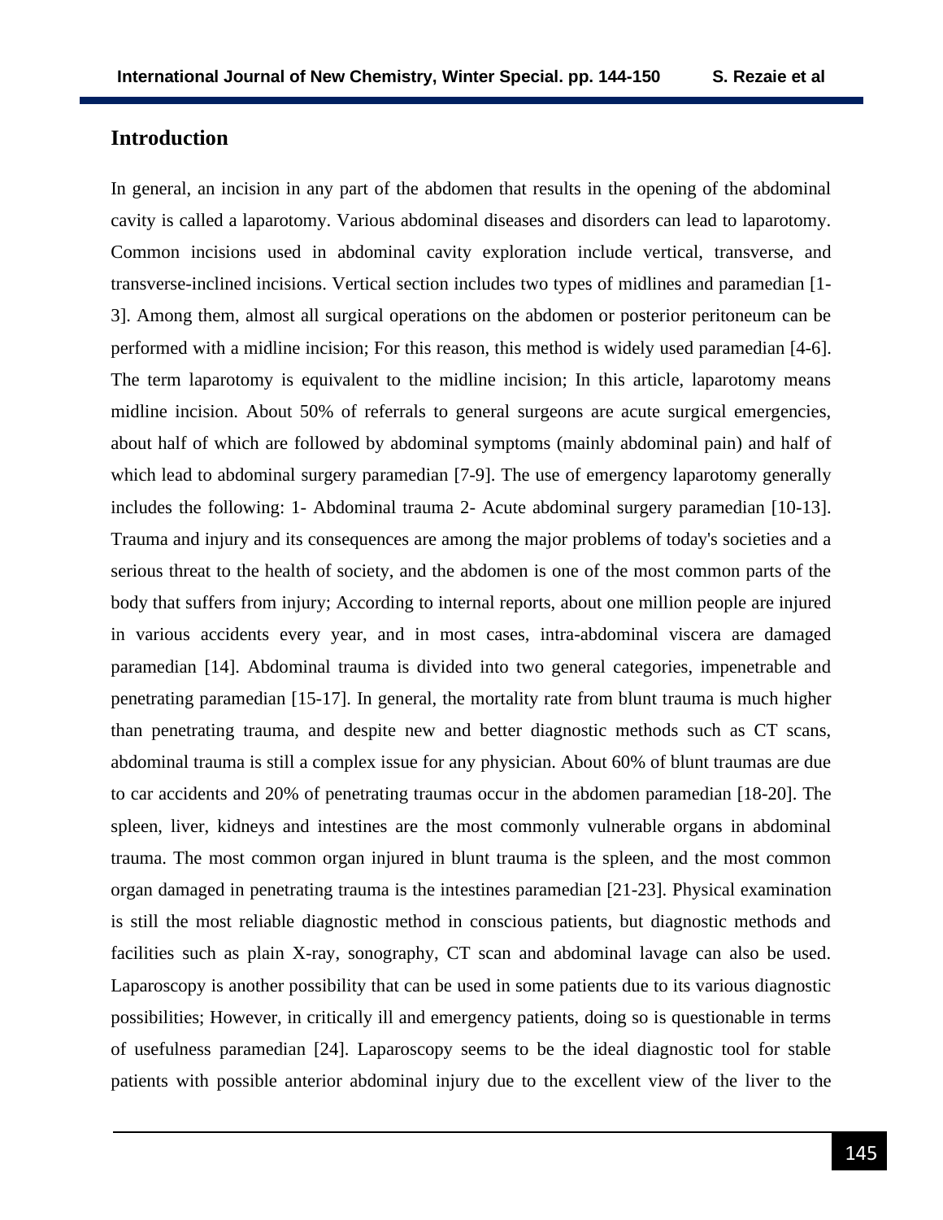## Introduction

In general, an incision in any part of the abdomen that results in the opening of the abdominal cavity is called a laparotomy. Various abdominal diseases and disorders can lead to laparotomy. Common incisions used in abdominal cavity exploration include vertical, transverse, and transverse-inclined incisions. Vertical section includes two types of midlines and paramedian [1-3]. Among them, almost all surgical operations on the abdomen or posterior peritoneum can be performed with a midline incision; For this reason, this method is widely used paramedian [4-6]. The term laparotomy is equivalent to the midline incision; In this article, laparotomy means midline incision. About 50% of referrals to general surgeons are acute surgical emergencies, about half of which are followed by abdominal symptoms (mainly abdominal pain) and half of which lead to abdominal surgery paramedian [7-9]. The use of emergency laparotomy generally includes the following: 1- Abdominal trauma 2- Acute abdominal surgery paramedian [10-13]. Trauma and injury and its consequences are among the major problems of today's societies and a serious threat to the health of society, and the abdomen is one of the most common parts of the body that suffers from injury; According to internal reports, about one million people are injured in various accidents every year, and in most cases, intra-abdominal viscera are damaged paramedian [14]. Abdominal trauma is divided into two general categories, impenetrable and penetrating paramedian [15-17]. In general, the mortality rate from blunt trauma is much higher than penetrating trauma, and despite new and better diagnostic methods such as CT scans, abdominal trauma is still a complex issue for any physician. About 60% of blunt traumas are due to car accidents and 20% of penetrating traumas occur in the abdomen paramedian [18-20]. The spleen, liver, kidneys and intestines are the most commonly vulnerable organs in abdominal trauma. The most common organ injured in blunt trauma is the spleen, and the most common organ damaged in penetrating trauma is the intestines paramedian [21-23]. Physical examination is still the most reliable diagnostic method in conscious patients, but diagnostic methods and facilities such as plain X-ray, sonography, CT scan and abdominal lavage can also be used. Laparoscopy is another possibility that can be used in some patients due to its various diagnostic possibilities; However, in critically ill and emergency patients, doing so is questionable in terms of usefulness paramedian [24]. Laparoscopy seems to be the ideal diagnostic tool for stable patients with possible anterior abdominal injury due to the excellent view of the liver to the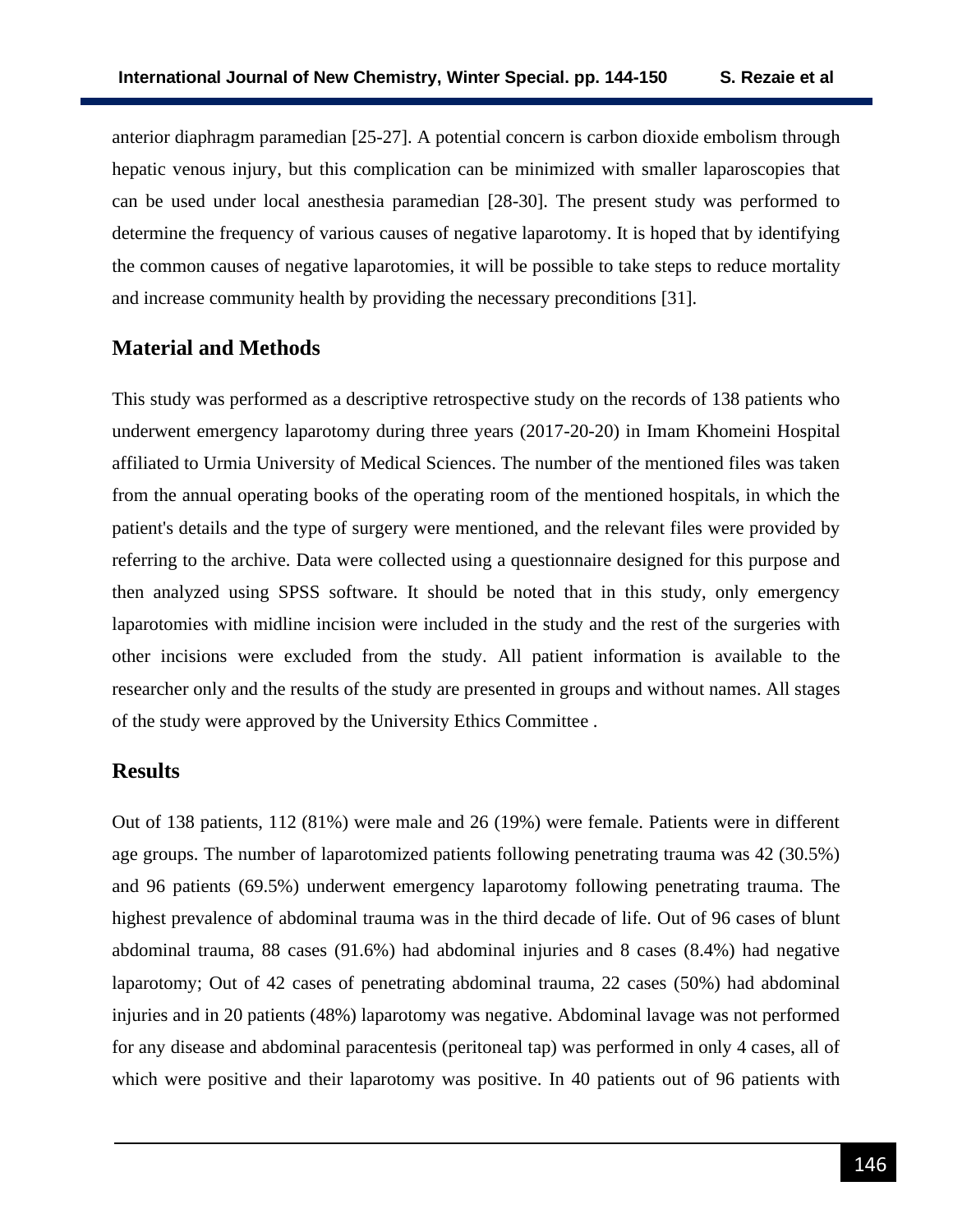anterior diaphragm paramedian [25-27]. A potential concern is carbon dioxide embolism through hepatic venous injury, but this complication can be minimized with smaller laparoscopies that can be used under local anesthesia paramedian [28-30]. The present study was performed to determine the frequency of various causes of negative laparotomy. It is hoped that by identifying the common causes of negative laparotomies, it will be possible to take steps to reduce mortality and increase community health by providing the necessary preconditions [31].

## Material and Methods

This study was performed as a descriptive retrospective study on the records of 138 patients who underwent emergency laparotomy during three years (2017-20-20) in Imam Khomeini Hospital affiliated to Urmia University of Medical Sciences. The number of the mentioned files was taken from the annual operating books of the operating room of the mentioned hospitals, in which the patient's details and the type of surgery were mentioned, and the relevant files were provided by referring to the archive. Data were collected using a questionnaire designed for this purpose and then analyzed using SPSS software. It should be noted that in this study, only emergency laparotomies with midline incision were included in the study and the rest of the surgeries with other incisions were excluded from the study. All patient information is available to the researcher only and the results of the study are presented in groups and without names. All stages of the study were approved by the University Ethics Committee .

## Results

Out of 138 patients, 112 (81%) were male and 26 (19%) were female. Patients were in different age groups. The number of laparotomized patients following penetrating trauma was 42 (30.5%) and 96 patients (69.5%) underwent emergency laparotomy following penetrating trauma. The highest prevalence of abdominal trauma was in the third decade of life. Out of 96 cases of blunt abdominal trauma, 88 cases (91.6%) had abdominal injuries and 8 cases (8.4%) had negative laparotomy; Out of 42 cases of penetrating abdominal trauma, 22 cases (50%) had abdominal injuries and in 20 patients (48%) laparotomy was negative. Abdominal lavage was not performed for any disease and abdominal paracentesis (peritoneal tap) was performed in only 4 cases, all of which were positive and their laparotomy was positive. In 40 patients out of 96 patients with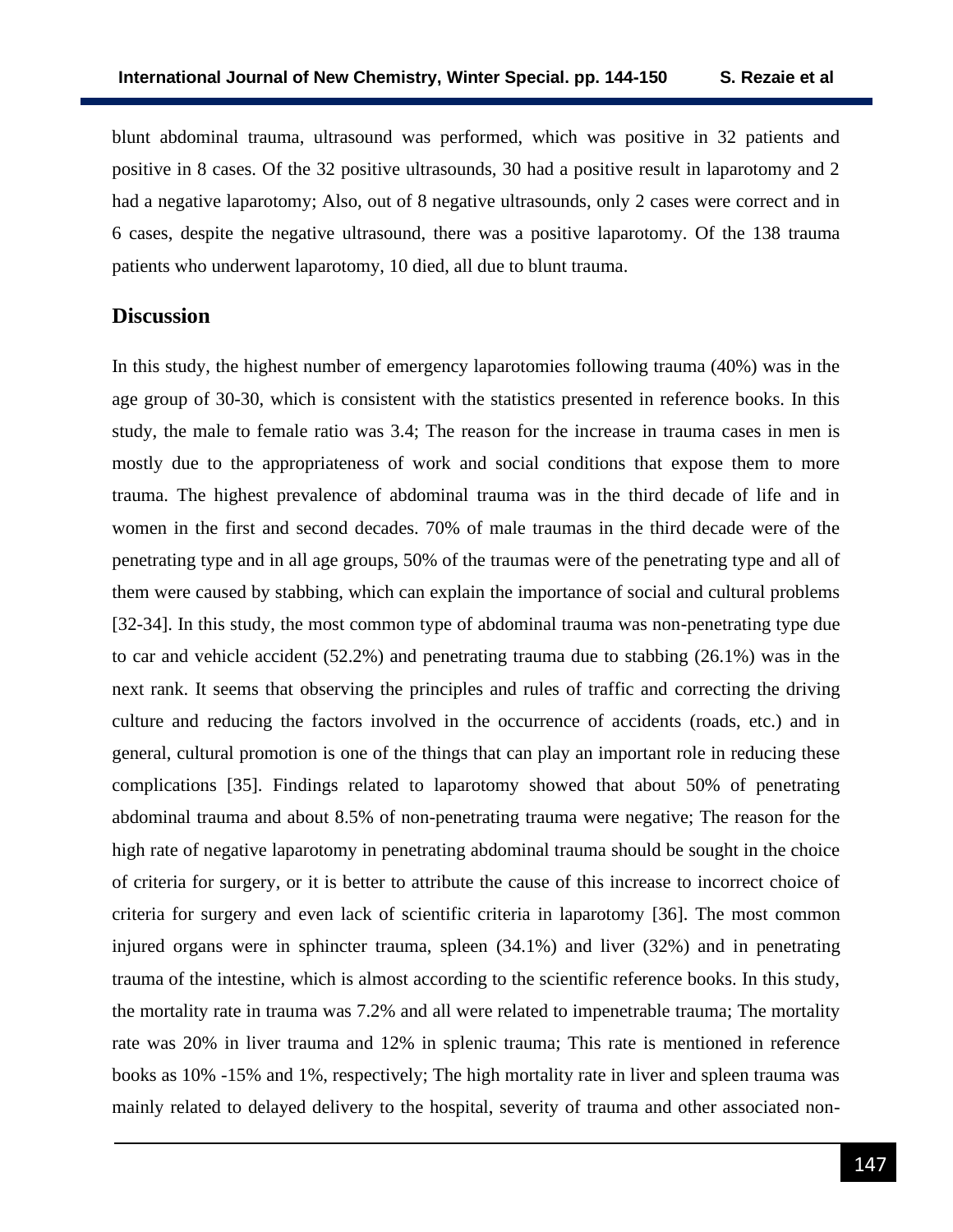blunt abdominal trauma, ultrasound was performed, which was positive in 32 patients and positive in 8 cases. Of the 32 positive ultrasounds, 30 had a positive result in laparotomy and 2 had a negative laparotomy; Also, out of 8 negative ultrasounds, only 2 cases were correct and in 6 cases, despite the negative ultrasound, there was a positive laparotomy. Of the 138 trauma patients who underwent laparotomy, 10 died, all due to blunt trauma.

## Discussion

In this study, the highest number of emergency laparotomies following trauma (40%) was in the age group of 30-30, which is consistent with the statistics presented in reference books. In this study, the male to female ratio was 3.4; The reason for the increase in trauma cases in men is mostly due to the appropriateness of work and social conditions that expose them to more trauma. The highest prevalence of abdominal trauma was in the third decade of life and in women in the first and second decades. 70% of male traumas in the third decade were of the penetrating type and in all age groups, 50% of the traumas were of the penetrating type and all of them were caused by stabbing, which can explain the importance of social and cultural problems [32-34]. In this study, the most common type of abdominal trauma was non-penetrating type due to car and vehicle accident (52.2%) and penetrating trauma due to stabbing (26.1%) was in the next rank. It seems that observing the principles and rules of traffic and correcting the driving culture and reducing the factors involved in the occurrence of accidents (roads, etc.) and in general, cultural promotion is one of the things that can play an important role in reducing these complications [35]. Findings related to laparotomy showed that about 50% of penetrating abdominal trauma and about 8.5% of non-penetrating trauma were negative; The reason for the high rate of negative laparotomy in penetrating abdominal trauma should be sought in the choice of criteria for surgery, or it is better to attribute the cause of this increase to incorrect choice of criteria for surgery and even lack of scientific criteria in laparotomy [36]. The most common injured organs were in sphincter trauma, spleen (34.1%) and liver (32%) and in penetrating trauma of the intestine, which is almost according to the scientific reference books. In this study, the mortality rate in trauma was 7.2% and all were related to impenetrable trauma; The mortality rate was 20% in liver trauma and 12% in splenic trauma; This rate is mentioned in reference books as 10% -15% and 1%, respectively; The high mortality rate in liver and spleen trauma was mainly related to delayed delivery to the hospital, severity of trauma and other associated non-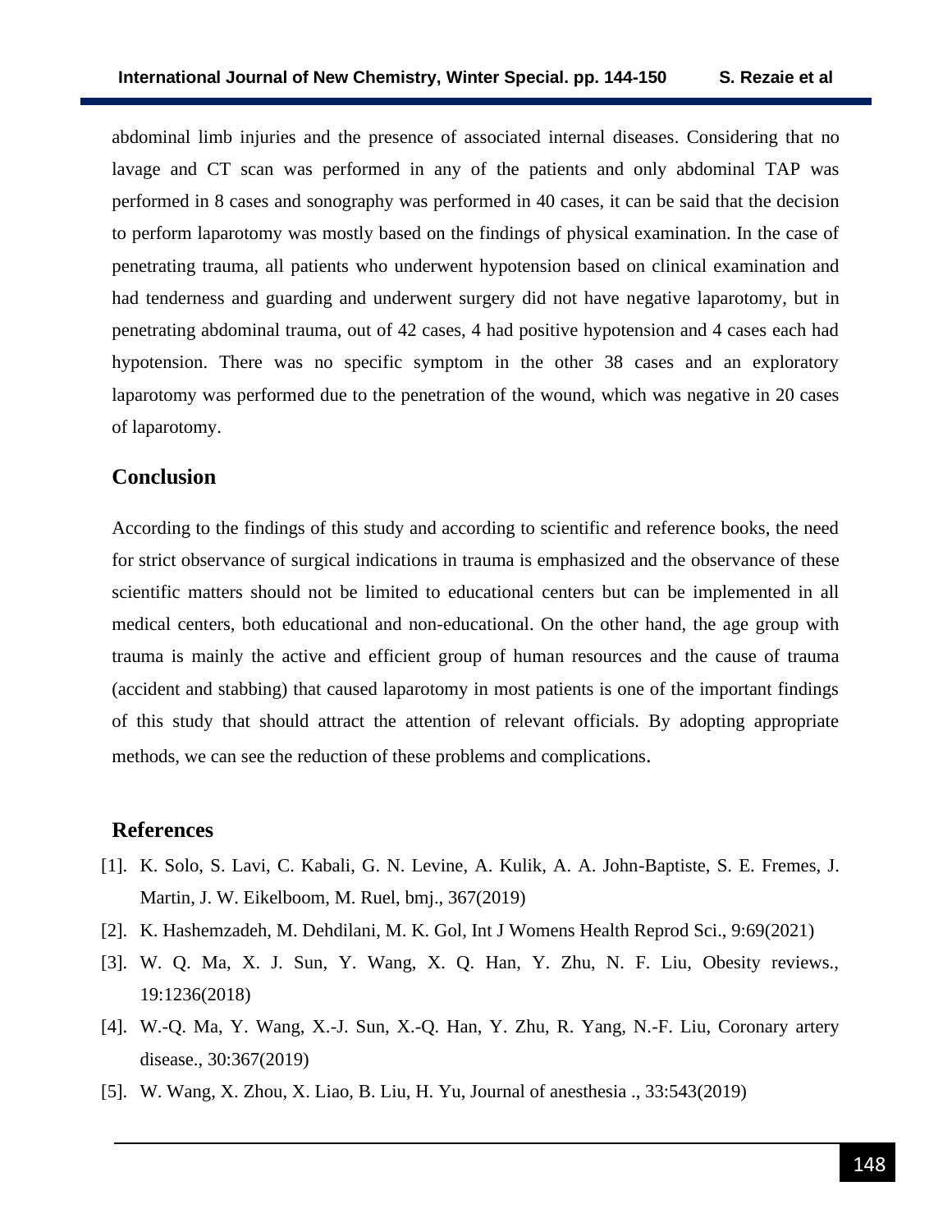abdominal limb injuries and the presence of associated internal diseases. Considering that no lavage and CT scan was performed in any of the patients and only abdominal TAP was performed in 8 cases and sonography was performed in 40 cases, it can be said that the decision to perform laparotomy was mostly based on the findings of physical examination. In the case of penetrating trauma, all patients who underwent hypotension based on clinical examination and had tenderness and guarding and underwent surgery did not have negative laparotomy, but in penetrating abdominal trauma, out of 42 cases, 4 had positive hypotension and 4 cases each had hypotension. There was no specific symptom in the other 38 cases and an exploratory laparotomy was performed due to the penetration of the wound, which was negative in 20 cases of laparotomy.

## Conclusion

According to the findings of this study and according to scientific and reference books, the need for strict observance of surgical indications in trauma is emphasized and the observance of these scientific matters should not be limited to educational centers but can be implemented in all medical centers, both educational and non-educational. On the other hand, the age group with trauma is mainly the active and efficient group of human resources and the cause of trauma (accident and stabbing) that caused laparotomy in most patients is one of the important findings of this study that should attract the attention of relevant officials. By adopting appropriate methods, we can see the reduction of these problems and complications.

## References

[1]. K. Solo, S. Lavi, C. Kabali, G. N. Levine, A. Kulik, A. A. John-Baptiste, S. E. Fremes, J. Martin, J. W. Eikelboom, M. Ruel, bmj., 367(2019)

[2]. K. Hashemzadeh, M. Dehdilani, M. K. Gol, Int J Womens Health Reprod Sci., 9:69(2021)

[3]. W. Q. Ma, X. J. Sun, Y. Wang, X. Q. Han, Y. Zhu, N. F. Liu, Obesity reviews., 19:1236(2018)

[4]. W.-Q. Ma, Y. Wang, X.-J. Sun, X.-Q. Han, Y. Zhu, R. Yang, N.-F. Liu, Coronary artery disease., 30:367(2019)

[5]. W. Wang, X. Zhou, X. Liao, B. Liu, H. Yu, Journal of anesthesia ., 33:543(2019)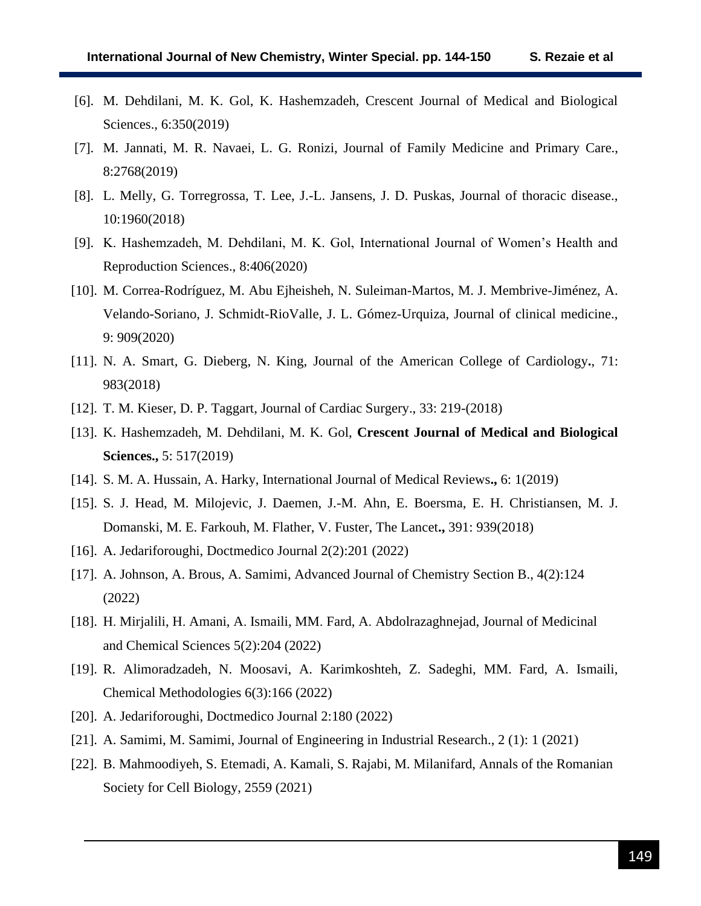[6]. M. Dehdilani, M. K. Gol, K. Hashemzadeh, Crescent Journal of Medical and Biological Sciences., 6:350(2019)

[7]. M. Jannati, M. R. Navaei, L. G. Ronizi, Journal of Family Medicine and Primary Care., 8:2768(2019)

[8]. L. Melly, G. Torregrossa, T. Lee, J.-L. Jansens, J. D. Puskas, Journal of thoracic disease., 10:1960(2018)

[9]. K. Hashemzadeh, M. Dehdilani, M. K. Gol, International Journal of Women's Health and Reproduction Sciences., 8:406(2020)

[10]. M. Correa-Rodríguez, M. Abu Ejheisheh, N. Suleiman-Martos, M. J. Membrive-Jiménez, A. Velando-Soriano, J. Schmidt-RioValle, J. L. Gómez-Urquiza, Journal of clinical medicine., 9: 909(2020)

[11]. N. A. Smart, G. Dieberg, N. King, Journal of the American College of Cardiology**.**, 71: 983(2018)

[12]. T. M. Kieser, D. P. Taggart, Journal of Cardiac Surgery., 33: 219-(2018)

[13]. K. Hashemzadeh, M. Dehdilani, M. K. Gol, **Crescent Journal of Medical and Biological Sciences.,** 5: 517(2019)

[14]. S. M. A. Hussain, A. Harky, International Journal of Medical Reviews**.,** 6: 1(2019)

[15]. S. J. Head, M. Milojevic, J. Daemen, J.-M. Ahn, E. Boersma, E. H. Christiansen, M. J. Domanski, M. E. Farkouh, M. Flather, V. Fuster, The Lancet**.,** 391: 939(2018)

[16]. A. Jedariforoughi, Doctmedico Journal 2(2):201 (2022)

[17]. A. Johnson, A. Brous, A. Samimi, Advanced Journal of Chemistry Section B., 4(2):124 (2022)

[18]. H. Mirjalili, H. Amani, A. Ismaili, MM. Fard, A. Abdolrazaghnejad, Journal of Medicinal and Chemical Sciences 5(2):204 (2022)

[19]. R. Alimoradzadeh, N. Moosavi, A. Karimkoshteh, Z. Sadeghi, MM. Fard, A. Ismaili, Chemical Methodologies 6(3):166 (2022)

[20]. A. Jedariforoughi, Doctmedico Journal 2:180 (2022)

[21]. A. Samimi, M. Samimi, Journal of Engineering in Industrial Research., 2 (1): 1 (2021)

[22]. B. Mahmoodiyeh, S. Etemadi, A. Kamali, S. Rajabi, M. Milanifard, Annals of the Romanian Society for Cell Biology, 2559 (2021)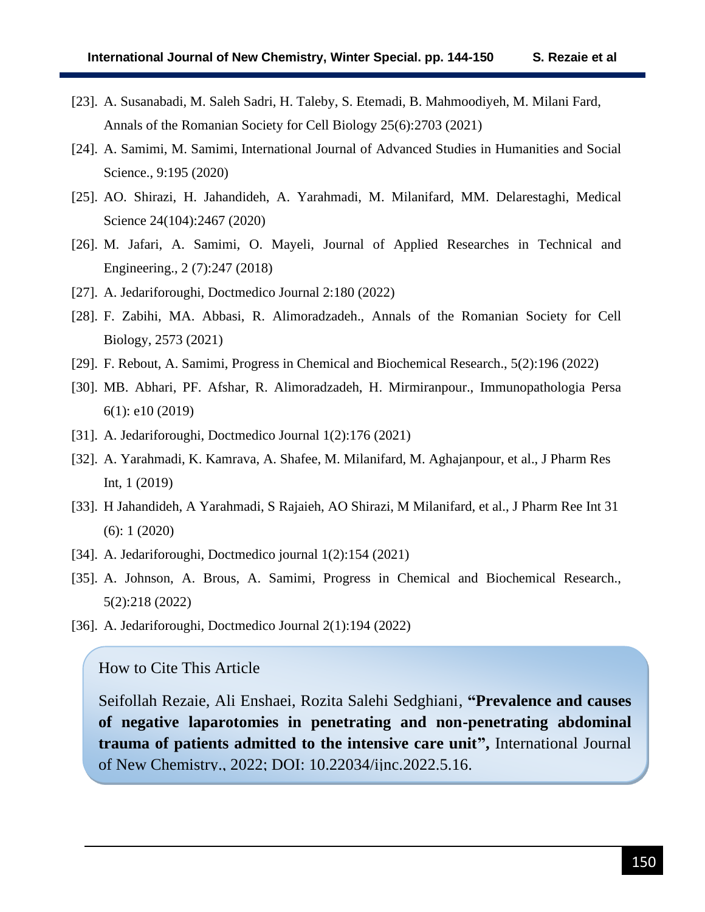[23]. A. Susanabadi, M. Saleh Sadri, H. Taleby, S. Etemadi, B. Mahmoodiyeh, M. Milani Fard, Annals of the Romanian Society for Cell Biology 25(6):2703 (2021)

[24]. A. Samimi, M. Samimi, International Journal of Advanced Studies in Humanities and Social Science., 9:195 (2020)

[25]. AO. Shirazi, H. Jahandideh, A. Yarahmadi, M. Milanifard, MM. Delarestaghi, Medical Science 24(104):2467 (2020)

[26]. M. Jafari, A. Samimi, O. Mayeli, Journal of Applied Researches in Technical and Engineering., 2 (7):247 (2018)

[27]. A. Jedariforoughi, Doctmedico Journal 2:180 (2022)

[28]. F. Zabihi, MA. Abbasi, R. Alimoradzadeh., Annals of the Romanian Society for Cell Biology, 2573 (2021)

[29]. F. Rebout, A. Samimi, Progress in Chemical and Biochemical Research., 5(2):196 (2022)

[30]. MB. Abhari, PF. Afshar, R. Alimoradzadeh, H. Mirmiranpour., Immunopathologia Persa 6(1): e10 (2019)

[31]. A. Jedariforoughi, Doctmedico Journal 1(2):176 (2021)

[32]. A. Yarahmadi, K. Kamrava, A. Shafee, M. Milanifard, M. Aghajanpour, et al., J Pharm Res Int, 1 (2019)

[33]. H Jahandideh, A Yarahmadi, S Rajaieh, AO Shirazi, M Milanifard, et al., J Pharm Ree Int 31 (6): 1 (2020)

[34]. A. Jedariforoughi, Doctmedico journal 1(2):154 (2021)

[35]. A. Johnson, A. Brous, A. Samimi, Progress in Chemical and Biochemical Research., 5(2):218 (2022)

[36]. A. Jedariforoughi, Doctmedico Journal 2(1):194 (2022)

How to Cite This Article

Seifollah Rezaie, Ali Enshaei, Rozita Salehi Sedghiani, **"Prevalence and causes of negative laparotomies in penetrating and non-penetrating abdominal trauma of patients admitted to the intensive care unit",** International Journal of New Chemistry., 2022; DOI: 10.22034/ijnc.2022.5.16.